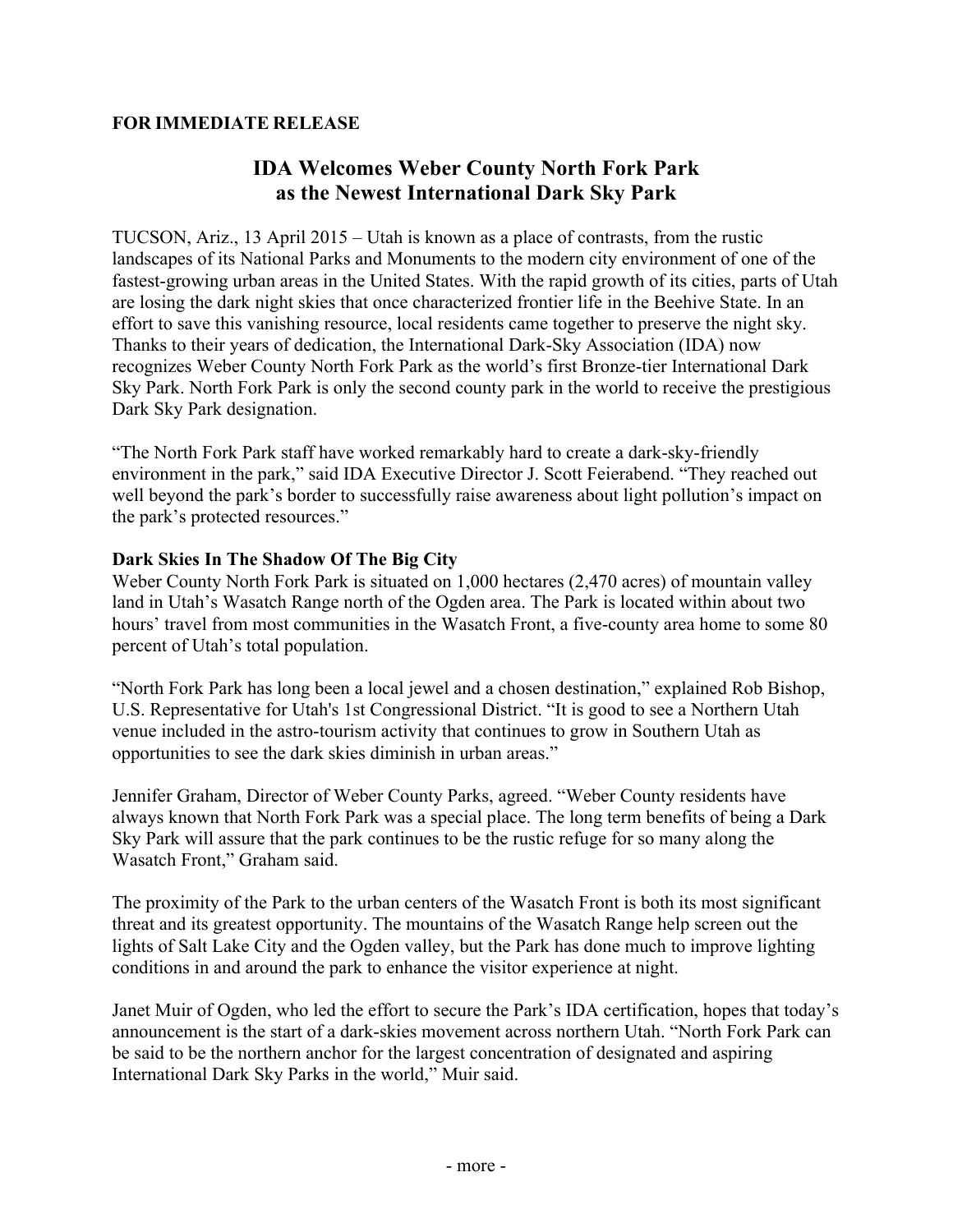**FOR IMMEDIATE RELEASE**

# IDA Welcomes Weber County North Fork Park as the Newest International Dark Sky Park

TUCSON, Ariz., 13 April 2015 – Utah is known as a place of contrasts, from the rustic landscapes of its National Parks and Monuments to the modern city environment of one of the fastest-growing urban areas in the United States. With the rapid growth of its cities, parts of Utah are losing the dark night skies that once characterized frontier life in the Beehive State. In an effort to save this vanishing resource, local residents came together to preserve the night sky. Thanks to their years of dedication, the International Dark-Sky Association (IDA) now recognizes Weber County North Fork Park as the world's first Bronze-tier International Dark Sky Park. North Fork Park is only the second county park in the world to receive the prestigious Dark Sky Park designation.

"The North Fork Park staff have worked remarkably hard to create a dark-sky-friendly environment in the park," said IDA Executive Director J. Scott Feierabend. "They reached out well beyond the park's border to successfully raise awareness about light pollution's impact on the park's protected resources."

**Dark Skies In The Shadow Of The Big City**

Weber County North Fork Park is situated on 1,000 hectares (2,470 acres) of mountain valley land in Utah's Wasatch Range north of the Ogden area. The Park is located within about two hours' travel from most communities in the Wasatch Front, a five-county area home to some 80 percent of Utah's total population.

"North Fork Park has long been a local jewel and a chosen destination," explained Rob Bishop, U.S. Representative for Utah's 1st Congressional District. "It is good to see a Northern Utah venue included in the astro-tourism activity that continues to grow in Southern Utah as opportunities to see the dark skies diminish in urban areas."

Jennifer Graham, Director of Weber County Parks, agreed. "Weber County residents have always known that North Fork Park was a special place. The long term benefits of being a Dark Sky Park will assure that the park continues to be the rustic refuge for so many along the Wasatch Front," Graham said.

The proximity of the Park to the urban centers of the Wasatch Front is both its most significant threat and its greatest opportunity. The mountains of the Wasatch Range help screen out the lights of Salt Lake City and the Ogden valley, but the Park has done much to improve lighting conditions in and around the park to enhance the visitor experience at night.

Janet Muir of Ogden, who led the effort to secure the Park's IDA certification, hopes that today's announcement is the start of a dark-skies movement across northern Utah. "North Fork Park can be said to be the northern anchor for the largest concentration of designated and aspiring International Dark Sky Parks in the world," Muir said.

- more -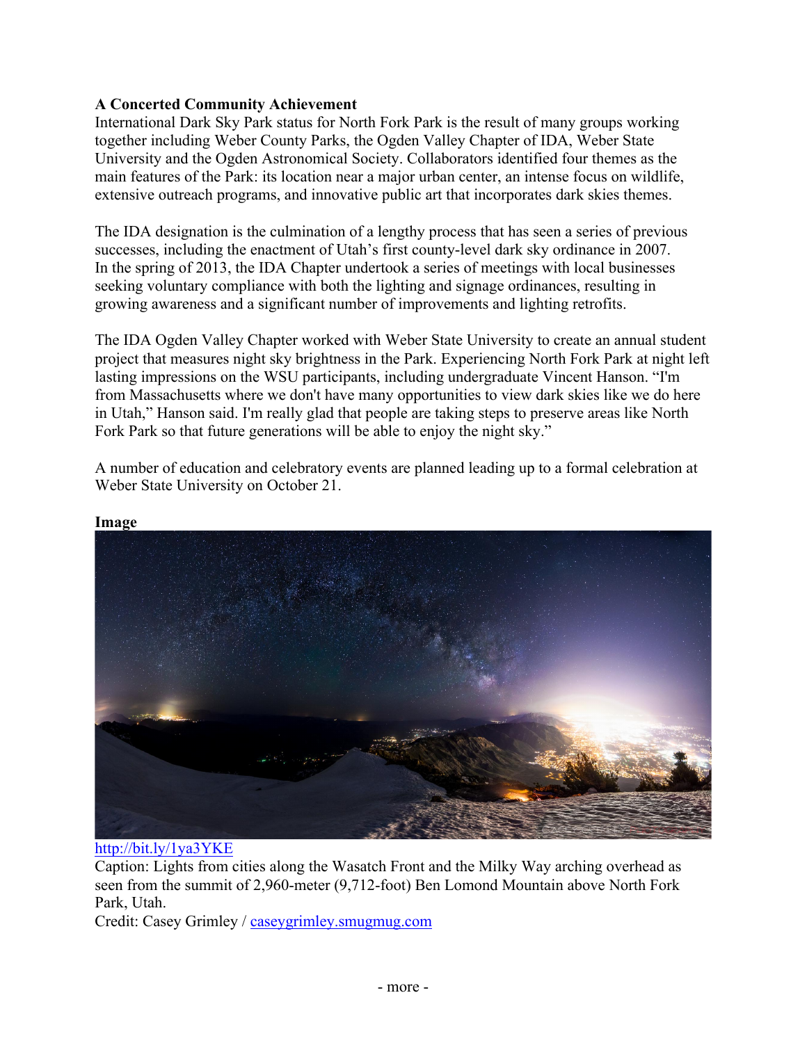**A Concerted Community Achievement**

International Dark Sky Park status for North Fork Park is the result of many groups working together including Weber County Parks, the Ogden Valley Chapter of IDA, Weber State University and the Ogden Astronomical Society. Collaborators identified four themes as the main features of the Park: its location near a major urban center, an intense focus on wildlife, extensive outreach programs, and innovative public art that incorporates dark skies themes.

The IDA designation is the culmination of a lengthy process that has seen a series of previous successes, including the enactment of Utah's first county-level dark sky ordinance in 2007. In the spring of 2013, the IDA Chapter undertook a series of meetings with local businesses seeking voluntary compliance with both the lighting and signage ordinances, resulting in growing awareness and a significant number of improvements and lighting retrofits.

The IDA Ogden Valley Chapter worked with Weber State University to create an annual student project that measures night sky brightness in the Park. Experiencing North Fork Park at night left lasting impressions on the WSU participants, including undergraduate Vincent Hanson. "I'm from Massachusetts where we don't have many opportunities to view dark skies like we do here in Utah," Hanson said. I'm really glad that people are taking steps to preserve areas like North Fork Park so that future generations will be able to enjoy the night sky."

A number of education and celebratory events are planned leading up to a formal celebration at Weber State University on October 21.

**Image**

http://bit.ly/1ya3YKE

Caption: Lights from cities along the Wasatch Front and the Milky Way arching overhead as seen from the summit of 2,960-meter (9,712-foot) Ben Lomond Mountain above North Fork Park, Utah.

Credit: Casey Grimley / caseygrimley.smugmug.com

- more -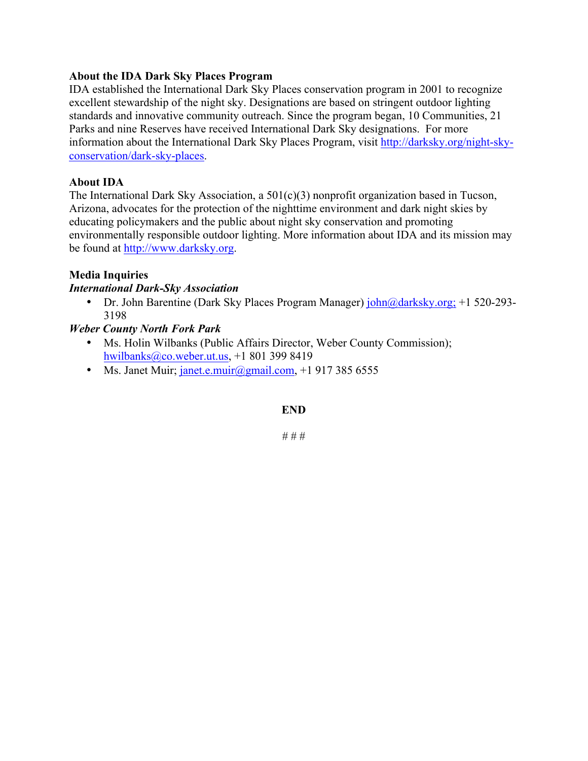**About the IDA Dark Sky Places Program**

IDA established the International Dark Sky Places conservation program in 2001 to recognize excellent stewardship of the night sky. Designations are based on stringent outdoor lighting standards and innovative community outreach. Since the program began, 10 Communities, 21 Parks and nine Reserves have received International Dark Sky designations. For more information about the International Dark Sky Places Program, visit http://darksky.org/night-sky-conservation/dark-sky-places.

**About IDA**

The International Dark Sky Association, a 501(c)(3) nonprofit organization based in Tucson, Arizona, advocates for the protection of the nighttime environment and dark night skies by educating policymakers and the public about night sky conservation and promoting environmentally responsible outdoor lighting. More information about IDA and its mission may be found at http://www.darksky.org.

**Media Inquiries**

***International Dark-Sky Association***

- Dr. John Barentine (Dark Sky Places Program Manager) john@darksky.org; +1 520-293-3198

***Weber County North Fork Park***

- Ms. Holin Wilbanks (Public Affairs Director, Weber County Commission); hwilbanks@co.weber.ut.us, +1 801 399 8419
- Ms. Janet Muir; janet.e.muir@gmail.com, +1 917 385 6555

**END**

# # #